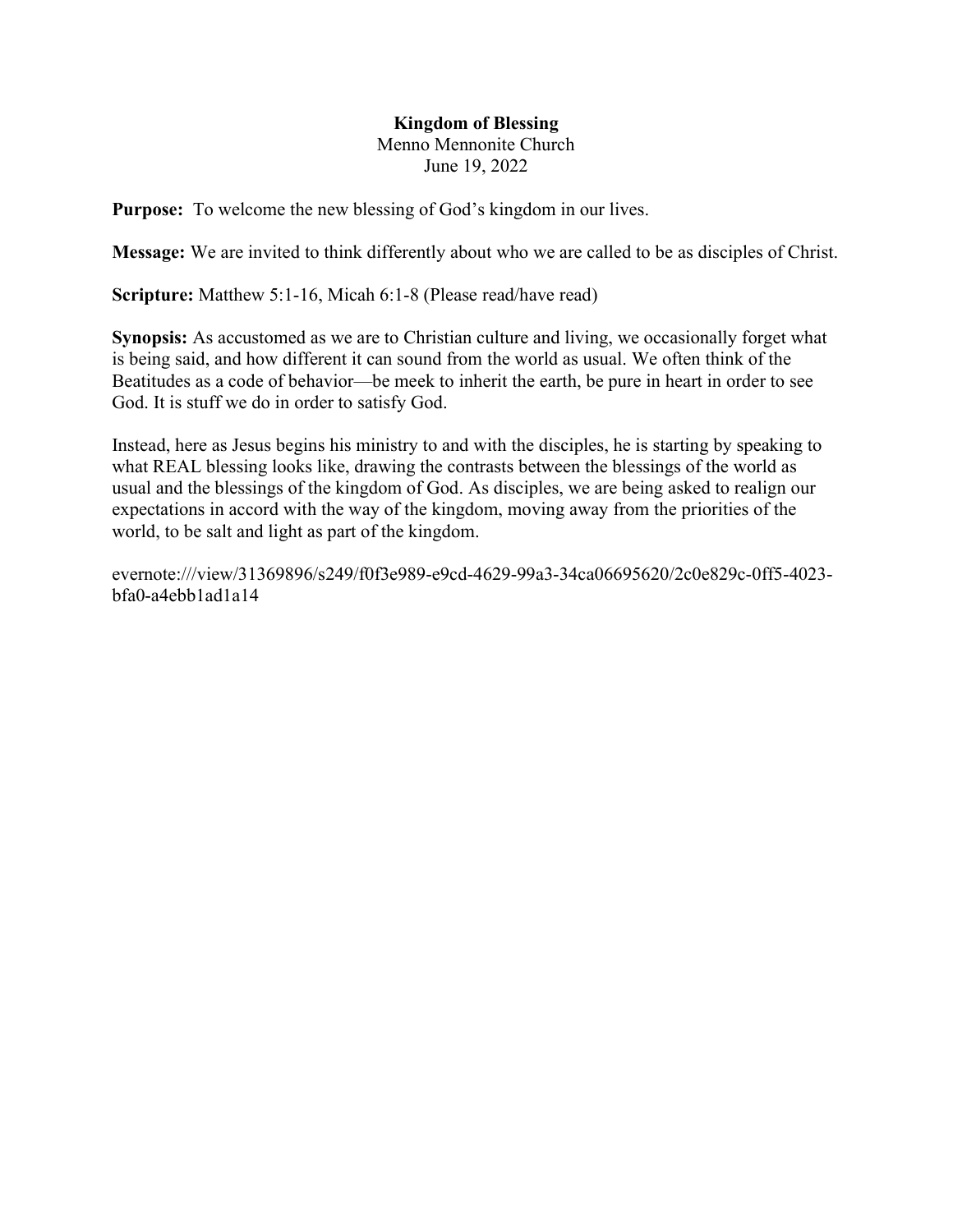# Kingdom of Blessing

Menno Mennonite Church
June 19, 2022

**Purpose:** To welcome the new blessing of God's kingdom in our lives.

**Message:** We are invited to think differently about who we are called to be as disciples of Christ.

**Scripture:** Matthew 5:1-16, Micah 6:1-8 (Please read/have read)

**Synopsis:** As accustomed as we are to Christian culture and living, we occasionally forget what is being said, and how different it can sound from the world as usual. We often think of the Beatitudes as a code of behavior—be meek to inherit the earth, be pure in heart in order to see God. It is stuff we do in order to satisfy God.

Instead, here as Jesus begins his ministry to and with the disciples, he is starting by speaking to what REAL blessing looks like, drawing the contrasts between the blessings of the world as usual and the blessings of the kingdom of God. As disciples, we are being asked to realign our expectations in accord with the way of the kingdom, moving away from the priorities of the world, to be salt and light as part of the kingdom.

evernote:///view/31369896/s249/f0f3e989-e9cd-4629-99a3-34ca06695620/2c0e829c-0ff5-4023-bfa0-a4ebb1ad1a14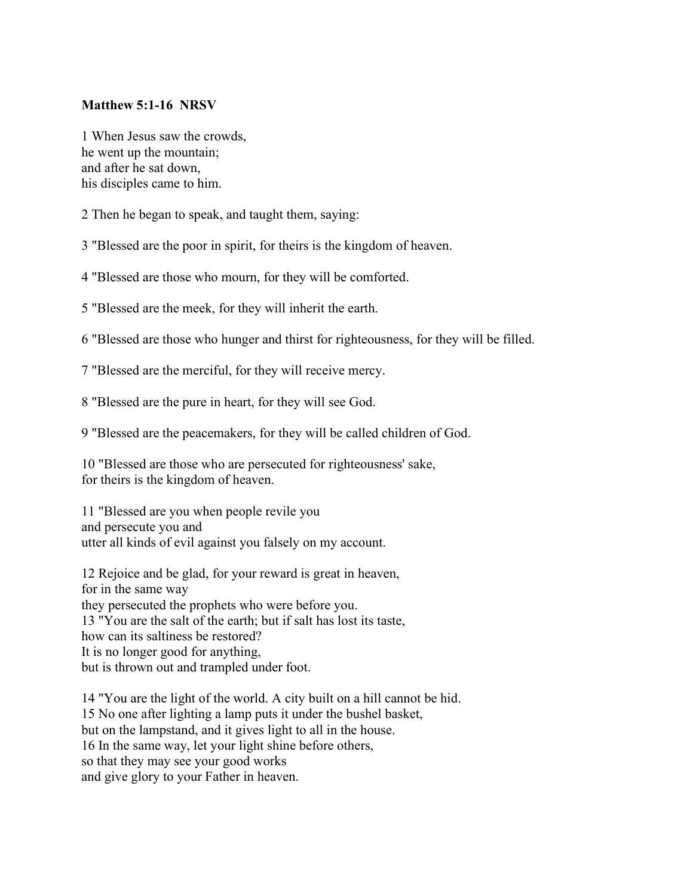**Matthew 5:1-16 NRSV**

1 When Jesus saw the crowds,
he went up the mountain;
and after he sat down,
his disciples came to him.

2 Then he began to speak, and taught them, saying:

3 "Blessed are the poor in spirit, for theirs is the kingdom of heaven.

4 "Blessed are those who mourn, for they will be comforted.

5 "Blessed are the meek, for they will inherit the earth.

6 "Blessed are those who hunger and thirst for righteousness, for they will be filled.

7 "Blessed are the merciful, for they will receive mercy.

8 "Blessed are the pure in heart, for they will see God.

9 "Blessed are the peacemakers, for they will be called children of God.

10 "Blessed are those who are persecuted for righteousness' sake,
for theirs is the kingdom of heaven.

11 "Blessed are you when people revile you
and persecute you and
utter all kinds of evil against you falsely on my account.

12 Rejoice and be glad, for your reward is great in heaven,
for in the same way
they persecuted the prophets who were before you.
13 "You are the salt of the earth; but if salt has lost its taste,
how can its saltiness be restored?
It is no longer good for anything,
but is thrown out and trampled under foot.

14 "You are the light of the world. A city built on a hill cannot be hid.
15 No one after lighting a lamp puts it under the bushel basket,
but on the lampstand, and it gives light to all in the house.
16 In the same way, let your light shine before others,
so that they may see your good works
and give glory to your Father in heaven.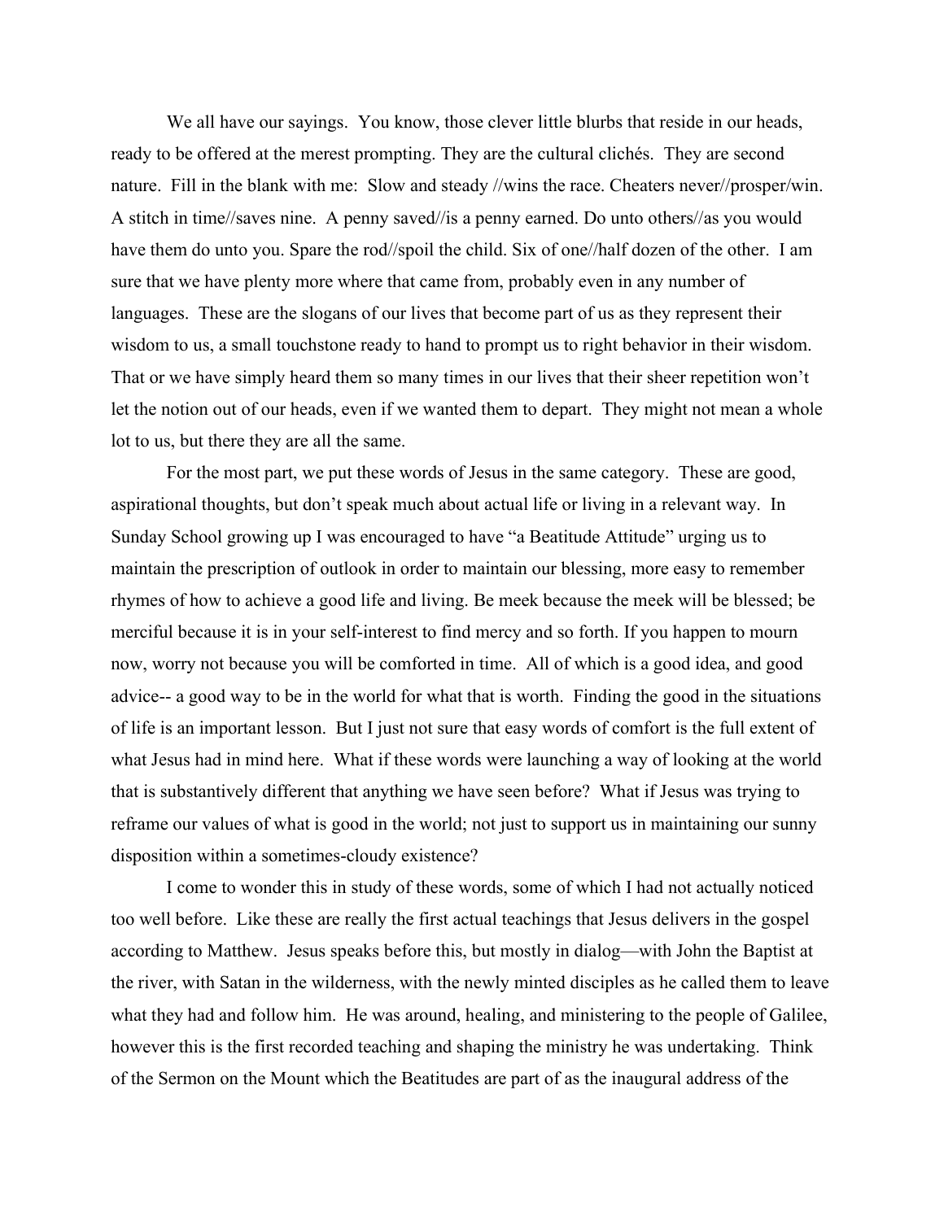We all have our sayings. You know, those clever little blurbs that reside in our heads, ready to be offered at the merest prompting. They are the cultural clichés. They are second nature. Fill in the blank with me: Slow and steady //wins the race. Cheaters never//prosper/win. A stitch in time//saves nine. A penny saved//is a penny earned. Do unto others//as you would have them do unto you. Spare the rod//spoil the child. Six of one//half dozen of the other. I am sure that we have plenty more where that came from, probably even in any number of languages. These are the slogans of our lives that become part of us as they represent their wisdom to us, a small touchstone ready to hand to prompt us to right behavior in their wisdom. That or we have simply heard them so many times in our lives that their sheer repetition won't let the notion out of our heads, even if we wanted them to depart. They might not mean a whole lot to us, but there they are all the same.

For the most part, we put these words of Jesus in the same category. These are good, aspirational thoughts, but don't speak much about actual life or living in a relevant way. In Sunday School growing up I was encouraged to have "a Beatitude Attitude" urging us to maintain the prescription of outlook in order to maintain our blessing, more easy to remember rhymes of how to achieve a good life and living. Be meek because the meek will be blessed; be merciful because it is in your self-interest to find mercy and so forth. If you happen to mourn now, worry not because you will be comforted in time. All of which is a good idea, and good advice-- a good way to be in the world for what that is worth. Finding the good in the situations of life is an important lesson. But I just not sure that easy words of comfort is the full extent of what Jesus had in mind here. What if these words were launching a way of looking at the world that is substantively different that anything we have seen before? What if Jesus was trying to reframe our values of what is good in the world; not just to support us in maintaining our sunny disposition within a sometimes-cloudy existence?

I come to wonder this in study of these words, some of which I had not actually noticed too well before. Like these are really the first actual teachings that Jesus delivers in the gospel according to Matthew. Jesus speaks before this, but mostly in dialog—with John the Baptist at the river, with Satan in the wilderness, with the newly minted disciples as he called them to leave what they had and follow him. He was around, healing, and ministering to the people of Galilee, however this is the first recorded teaching and shaping the ministry he was undertaking. Think of the Sermon on the Mount which the Beatitudes are part of as the inaugural address of the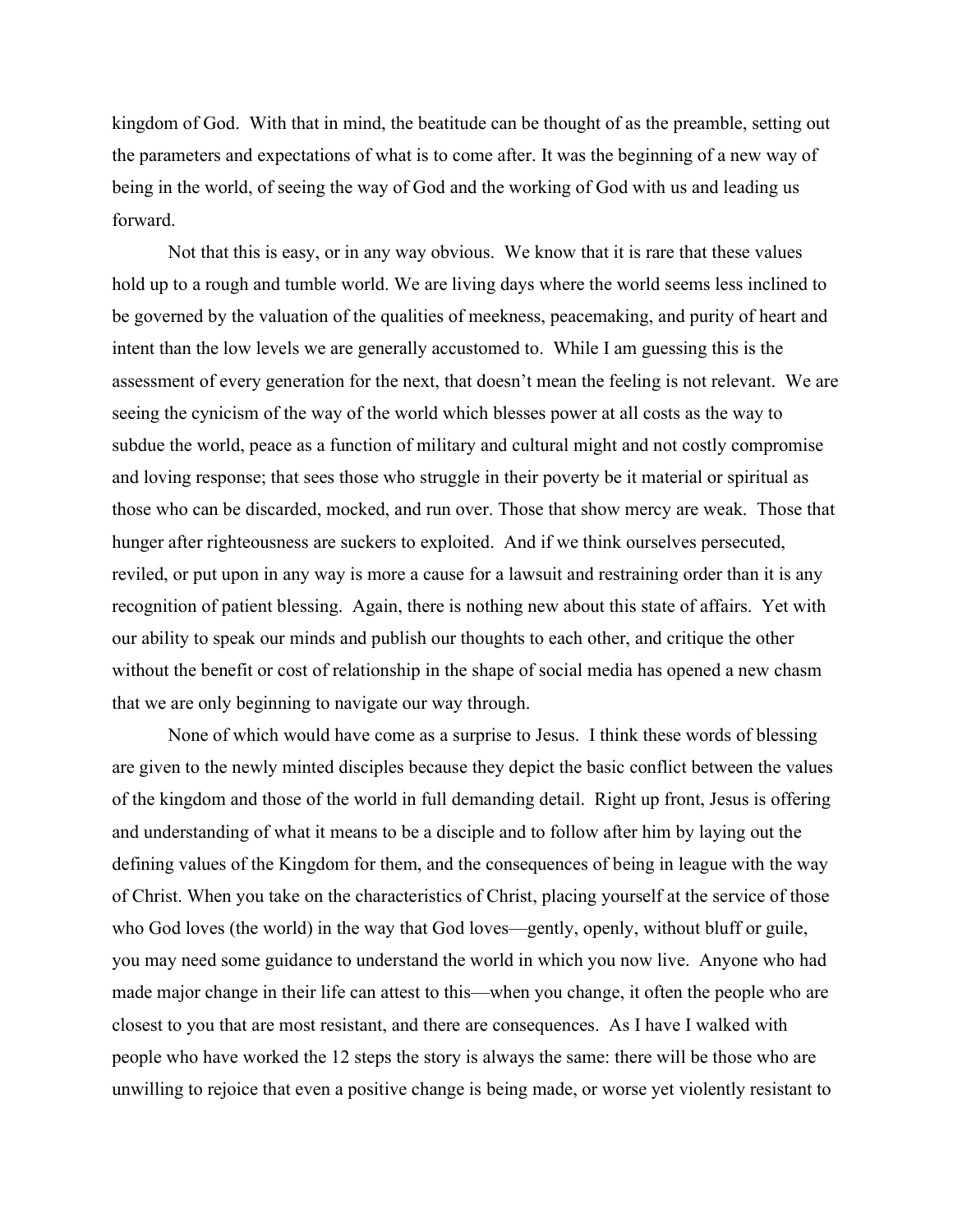kingdom of God. With that in mind, the beatitude can be thought of as the preamble, setting out the parameters and expectations of what is to come after. It was the beginning of a new way of being in the world, of seeing the way of God and the working of God with us and leading us forward.

Not that this is easy, or in any way obvious. We know that it is rare that these values hold up to a rough and tumble world. We are living days where the world seems less inclined to be governed by the valuation of the qualities of meekness, peacemaking, and purity of heart and intent than the low levels we are generally accustomed to. While I am guessing this is the assessment of every generation for the next, that doesn't mean the feeling is not relevant. We are seeing the cynicism of the way of the world which blesses power at all costs as the way to subdue the world, peace as a function of military and cultural might and not costly compromise and loving response; that sees those who struggle in their poverty be it material or spiritual as those who can be discarded, mocked, and run over. Those that show mercy are weak. Those that hunger after righteousness are suckers to exploited. And if we think ourselves persecuted, reviled, or put upon in any way is more a cause for a lawsuit and restraining order than it is any recognition of patient blessing. Again, there is nothing new about this state of affairs. Yet with our ability to speak our minds and publish our thoughts to each other, and critique the other without the benefit or cost of relationship in the shape of social media has opened a new chasm that we are only beginning to navigate our way through.

None of which would have come as a surprise to Jesus. I think these words of blessing are given to the newly minted disciples because they depict the basic conflict between the values of the kingdom and those of the world in full demanding detail. Right up front, Jesus is offering and understanding of what it means to be a disciple and to follow after him by laying out the defining values of the Kingdom for them, and the consequences of being in league with the way of Christ. When you take on the characteristics of Christ, placing yourself at the service of those who God loves (the world) in the way that God loves—gently, openly, without bluff or guile, you may need some guidance to understand the world in which you now live. Anyone who had made major change in their life can attest to this—when you change, it often the people who are closest to you that are most resistant, and there are consequences. As I have I walked with people who have worked the 12 steps the story is always the same: there will be those who are unwilling to rejoice that even a positive change is being made, or worse yet violently resistant to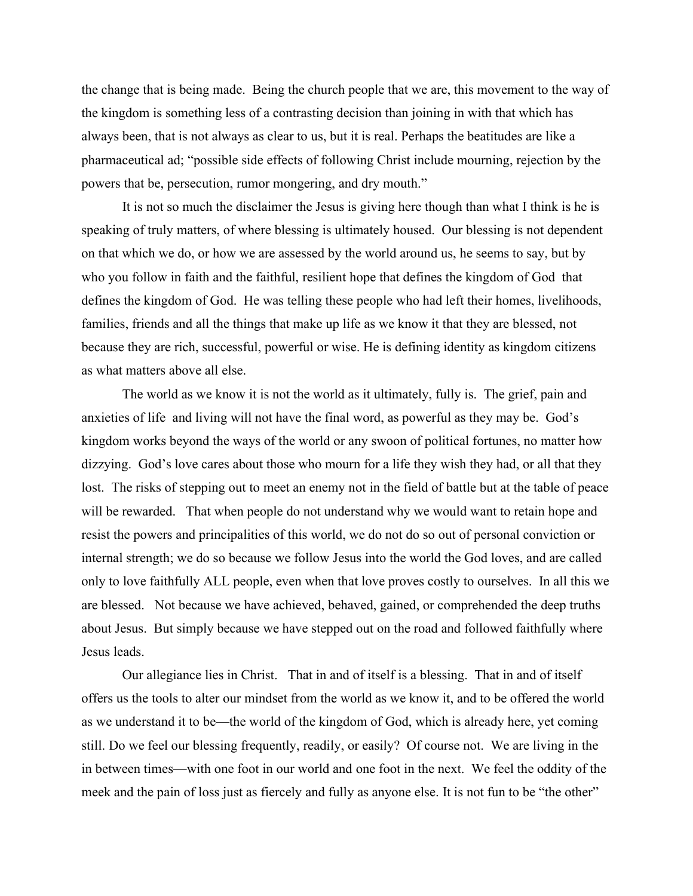the change that is being made. Being the church people that we are, this movement to the way of the kingdom is something less of a contrasting decision than joining in with that which has always been, that is not always as clear to us, but it is real. Perhaps the beatitudes are like a pharmaceutical ad; "possible side effects of following Christ include mourning, rejection by the powers that be, persecution, rumor mongering, and dry mouth."

It is not so much the disclaimer the Jesus is giving here though than what I think is he is speaking of truly matters, of where blessing is ultimately housed. Our blessing is not dependent on that which we do, or how we are assessed by the world around us, he seems to say, but by who you follow in faith and the faithful, resilient hope that defines the kingdom of God that defines the kingdom of God. He was telling these people who had left their homes, livelihoods, families, friends and all the things that make up life as we know it that they are blessed, not because they are rich, successful, powerful or wise. He is defining identity as kingdom citizens as what matters above all else.

The world as we know it is not the world as it ultimately, fully is. The grief, pain and anxieties of life and living will not have the final word, as powerful as they may be. God's kingdom works beyond the ways of the world or any swoon of political fortunes, no matter how dizzying. God's love cares about those who mourn for a life they wish they had, or all that they lost. The risks of stepping out to meet an enemy not in the field of battle but at the table of peace will be rewarded. That when people do not understand why we would want to retain hope and resist the powers and principalities of this world, we do not do so out of personal conviction or internal strength; we do so because we follow Jesus into the world the God loves, and are called only to love faithfully ALL people, even when that love proves costly to ourselves. In all this we are blessed. Not because we have achieved, behaved, gained, or comprehended the deep truths about Jesus. But simply because we have stepped out on the road and followed faithfully where Jesus leads.

Our allegiance lies in Christ. That in and of itself is a blessing. That in and of itself offers us the tools to alter our mindset from the world as we know it, and to be offered the world as we understand it to be—the world of the kingdom of God, which is already here, yet coming still. Do we feel our blessing frequently, readily, or easily? Of course not. We are living in the in between times—with one foot in our world and one foot in the next. We feel the oddity of the meek and the pain of loss just as fiercely and fully as anyone else. It is not fun to be "the other"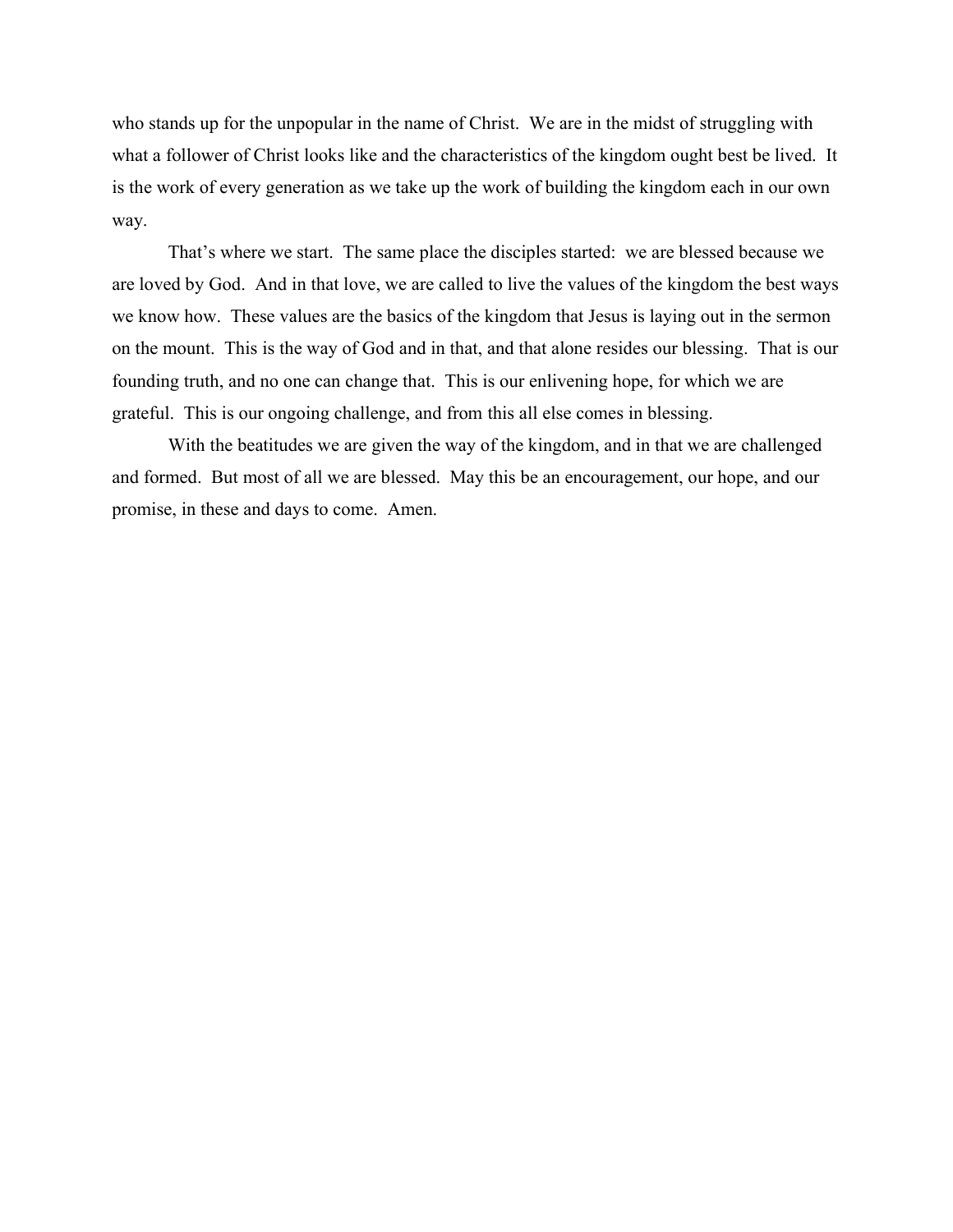who stands up for the unpopular in the name of Christ. We are in the midst of struggling with what a follower of Christ looks like and the characteristics of the kingdom ought best be lived. It is the work of every generation as we take up the work of building the kingdom each in our own way.

That's where we start. The same place the disciples started: we are blessed because we are loved by God. And in that love, we are called to live the values of the kingdom the best ways we know how. These values are the basics of the kingdom that Jesus is laying out in the sermon on the mount. This is the way of God and in that, and that alone resides our blessing. That is our founding truth, and no one can change that. This is our enlivening hope, for which we are grateful. This is our ongoing challenge, and from this all else comes in blessing.

With the beatitudes we are given the way of the kingdom, and in that we are challenged and formed. But most of all we are blessed. May this be an encouragement, our hope, and our promise, in these and days to come. Amen.